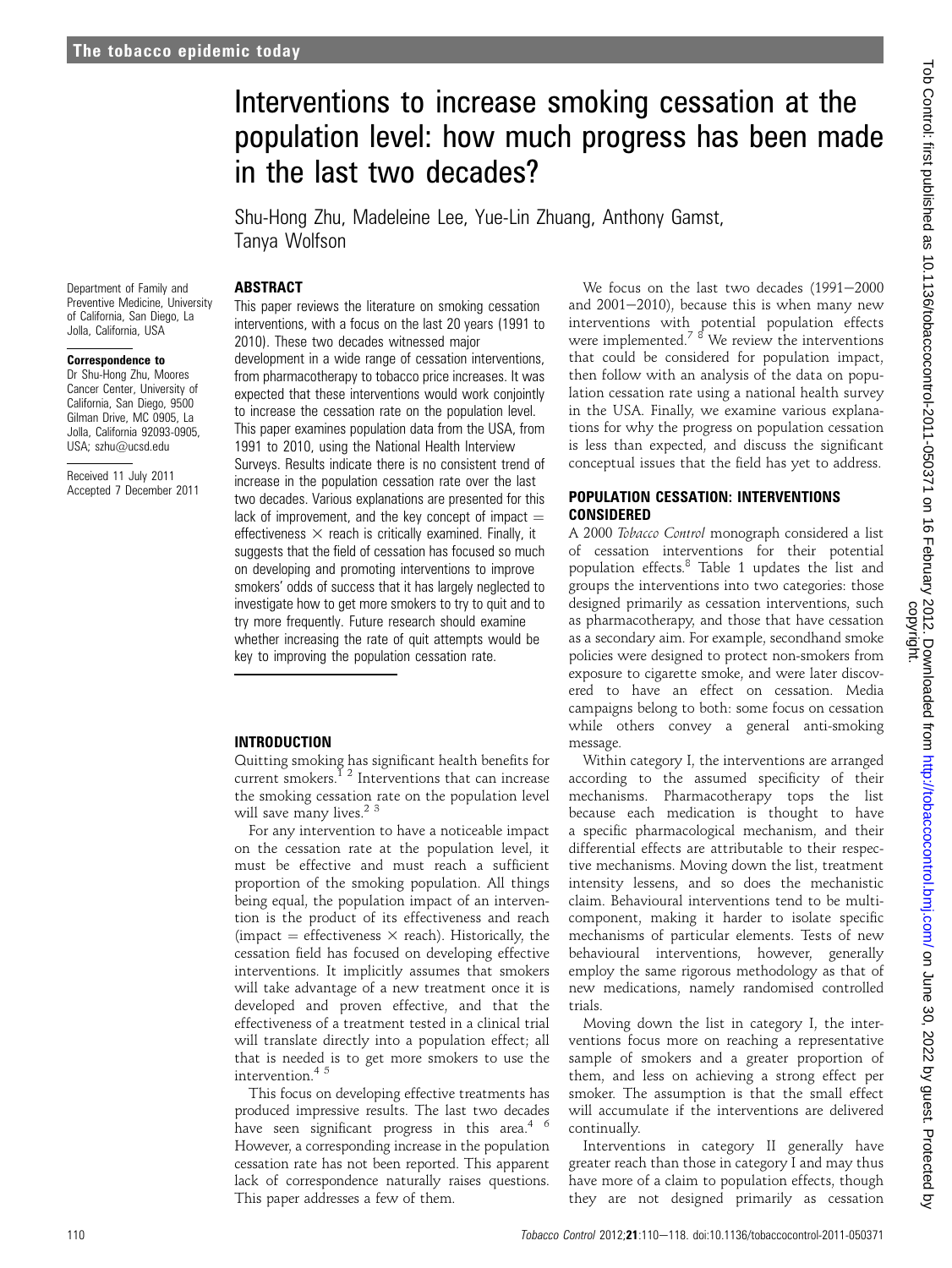# Interventions to increase smoking cessation at the population level: how much progress has been made in the last two decades?

Shu-Hong Zhu, Madeleine Lee, Yue-Lin Zhuang, Anthony Gamst, Tanya Wolfson

Department of Family and Preventive Medicine, University of California, San Diego, La Jolla, California, USA

**Correspondence to**
Dr Shu-Hong Zhu, Moores Cancer Center, University of California, San Diego, 9500 Gilman Drive, MC 0905, La Jolla, California 92093-0905, USA; szhu@ucsd.edu

Received 11 July 2011
Accepted 7 December 2011

## ABSTRACT

This paper reviews the literature on smoking cessation interventions, with a focus on the last 20 years (1991 to 2010). These two decades witnessed major development in a wide range of cessation interventions, from pharmacotherapy to tobacco price increases. It was expected that these interventions would work conjointly to increase the cessation rate on the population level. This paper examines population data from the USA, from 1991 to 2010, using the National Health Interview Surveys. Results indicate there is no consistent trend of increase in the population cessation rate over the last two decades. Various explanations are presented for this lack of improvement, and the key concept of impact = effectiveness × reach is critically examined. Finally, it suggests that the field of cessation has focused so much on developing and promoting interventions to improve smokers' odds of success that it has largely neglected to investigate how to get more smokers to try to quit and to try more frequently. Future research should examine whether increasing the rate of quit attempts would be key to improving the population cessation rate.

## INTRODUCTION

Quitting smoking has significant health benefits for current smokers.[1,2] Interventions that can increase the smoking cessation rate on the population level will save many lives.[2,3]

For any intervention to have a noticeable impact on the cessation rate at the population level, it must be effective and must reach a sufficient proportion of the smoking population. All things being equal, the population impact of an intervention is the product of its effectiveness and reach (impact = effectiveness × reach). Historically, the cessation field has focused on developing effective interventions. It implicitly assumes that smokers will take advantage of a new treatment once it is developed and proven effective, and that the effectiveness of a treatment tested in a clinical trial will translate directly into a population effect; all that is needed is to get more smokers to use the intervention.[4,5]

This focus on developing effective treatments has produced impressive results. The last two decades have seen significant progress in this area.[4,6] However, a corresponding increase in the population cessation rate has not been reported. This apparent lack of correspondence naturally raises questions. This paper addresses a few of them.

We focus on the last two decades (1991–2000 and 2001–2010), because this is when many new interventions with potential population effects were implemented.[7,8] We review the interventions that could be considered for population impact, then follow with an analysis of the data on population cessation rate using a national health survey in the USA. Finally, we examine various explanations for why the progress on population cessation is less than expected, and discuss the significant conceptual issues that the field has yet to address.

## POPULATION CESSATION: INTERVENTIONS CONSIDERED

A 2000 *Tobacco Control* monograph considered a list of cessation interventions for their potential population effects.[8] Table 1 updates the list and groups the interventions into two categories: those designed primarily as cessation interventions, such as pharmacotherapy, and those that have cessation as a secondary aim. For example, secondhand smoke policies were designed to protect non-smokers from exposure to cigarette smoke, and were later discovered to have an effect on cessation. Media campaigns belong to both: some focus on cessation while others convey a general anti-smoking message.

Within category I, the interventions are arranged according to the assumed specificity of their mechanisms. Pharmacotherapy tops the list because each medication is thought to have a specific pharmacological mechanism, and their differential effects are attributable to their respective mechanisms. Moving down the list, treatment intensity lessens, and so does the mechanistic claim. Behavioural interventions tend to be multicomponent, making it harder to isolate specific mechanisms of particular elements. Tests of new behavioural interventions, however, generally employ the same rigorous methodology as that of new medications, namely randomised controlled trials.

Moving down the list in category I, the interventions focus more on reaching a representative sample of smokers and a greater proportion of them, and less on achieving a strong effect per smoker. The assumption is that the small effect will accumulate if the interventions are delivered continually.

Interventions in category II generally have greater reach than those in category I and may thus have more of a claim to population effects, though they are not designed primarily as cessation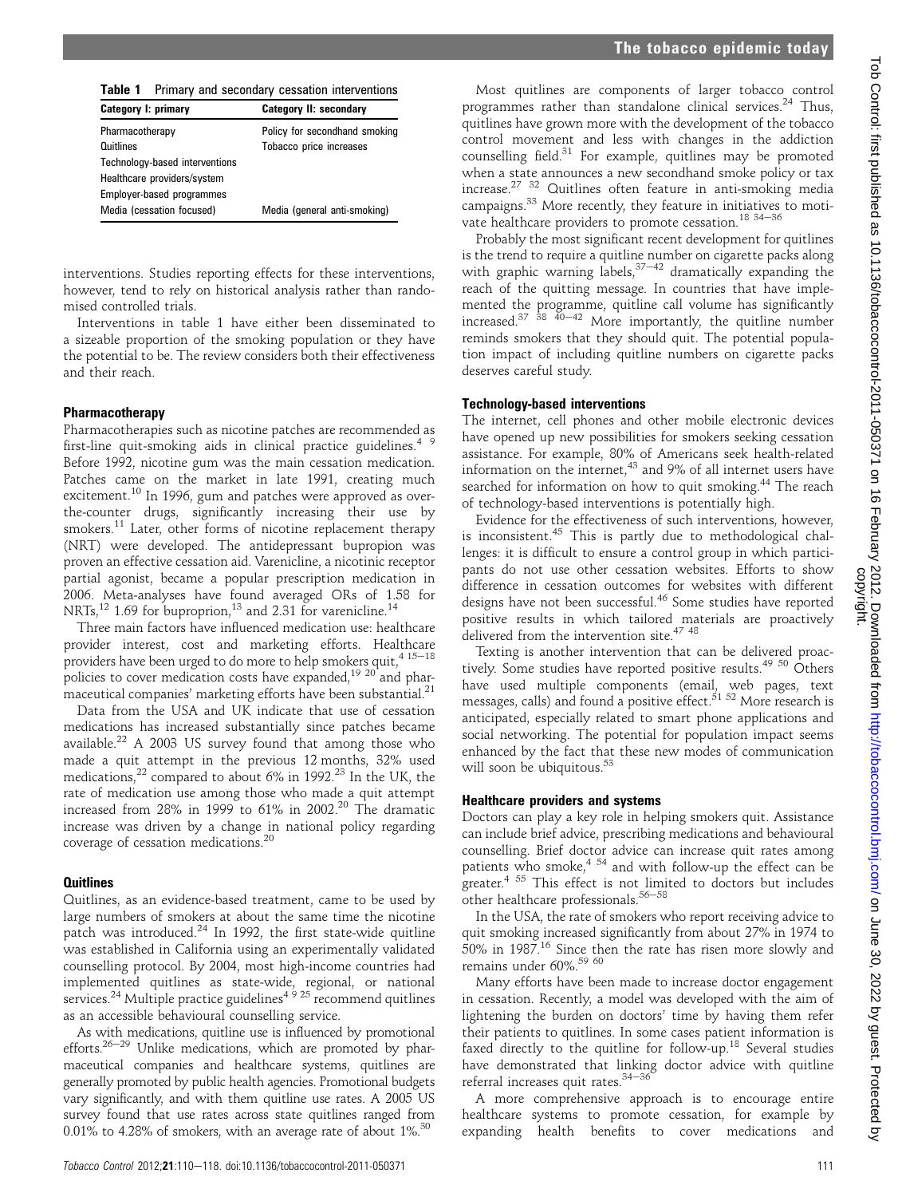**Table 1** Primary and secondary cessation interventions

| Category I: primary | Category II: secondary |
|---|---|
| Pharmacotherapy | Policy for secondhand smoking |
| Quitlines | Tobacco price increases |
| Technology-based interventions | |
| Healthcare providers/system | |
| Employer-based programmes | |
| Media (cessation focused) | Media (general anti-smoking) |

interventions. Studies reporting effects for these interventions, however, tend to rely on historical analysis rather than randomised controlled trials.

Interventions in table 1 have either been disseminated to a sizeable proportion of the smoking population or they have the potential to be. The review considers both their effectiveness and their reach.

## Pharmacotherapy

Pharmacotherapies such as nicotine patches are recommended as first-line quit-smoking aids in clinical practice guidelines.[4 9] Before 1992, nicotine gum was the main cessation medication. Patches came on the market in late 1991, creating much excitement.[10] In 1996, gum and patches were approved as over-the-counter drugs, significantly increasing their use by smokers.[11] Later, other forms of nicotine replacement therapy (NRT) were developed. The antidepressant bupropion was proven an effective cessation aid. Varenicline, a nicotinic receptor partial agonist, became a popular prescription medication in 2006. Meta-analyses have found averaged ORs of 1.58 for NRTs,[12] 1.69 for buproprion,[13] and 2.31 for varenicline.[14]

Three main factors have influenced medication use: healthcare provider interest, cost and marketing efforts. Healthcare providers have been urged to do more to help smokers quit,[4 15–18] policies to cover medication costs have expanded,[19 20] and pharmaceutical companies' marketing efforts have been substantial.[21]

Data from the USA and UK indicate that use of cessation medications has increased substantially since patches became available.[22] A 2003 US survey found that among those who made a quit attempt in the previous 12 months, 32% used medications,[22] compared to about 6% in 1992.[23] In the UK, the rate of medication use among those who made a quit attempt increased from 28% in 1999 to 61% in 2002.[20] The dramatic increase was driven by a change in national policy regarding coverage of cessation medications.[20]

## Quitlines

Quitlines, as an evidence-based treatment, came to be used by large numbers of smokers at about the same time the nicotine patch was introduced.[24] In 1992, the first state-wide quitline was established in California using an experimentally validated counselling protocol. By 2004, most high-income countries had implemented quitlines as state-wide, regional, or national services.[24] Multiple practice guidelines[4 9 25] recommend quitlines as an accessible behavioural counselling service.

As with medications, quitline use is influenced by promotional efforts.[26–29] Unlike medications, which are promoted by pharmaceutical companies and healthcare systems, quitlines are generally promoted by public health agencies. Promotional budgets vary significantly, and with them quitline use rates. A 2005 US survey found that use rates across state quitlines ranged from 0.01% to 4.28% of smokers, with an average rate of about 1%.[30]

Most quitlines are components of larger tobacco control programmes rather than standalone clinical services.[24] Thus, quitlines have grown more with the development of the tobacco control movement and less with changes in the addiction counselling field.[31] For example, quitlines may be promoted when a state announces a new secondhand smoke policy or tax increase.[27 32] Quitlines often feature in anti-smoking media campaigns.[33] More recently, they feature in initiatives to motivate healthcare providers to promote cessation.[18 34–36]

Probably the most significant recent development for quitlines is the trend to require a quitline number on cigarette packs along with graphic warning labels,[37–42] dramatically expanding the reach of the quitting message. In countries that have implemented the programme, quitline call volume has significantly increased.[37 38 40–42] More importantly, the quitline number reminds smokers that they should quit. The potential population impact of including quitline numbers on cigarette packs deserves careful study.

## Technology-based interventions

The internet, cell phones and other mobile electronic devices have opened up new possibilities for smokers seeking cessation assistance. For example, 80% of Americans seek health-related information on the internet,[43] and 9% of all internet users have searched for information on how to quit smoking.[44] The reach of technology-based interventions is potentially high.

Evidence for the effectiveness of such interventions, however, is inconsistent.[45] This is partly due to methodological challenges: it is difficult to ensure a control group in which participants do not use other cessation websites. Efforts to show difference in cessation outcomes for websites with different designs have not been successful.[46] Some studies have reported positive results in which tailored materials are proactively delivered from the intervention site.[47 48]

Texting is another intervention that can be delivered proactively. Some studies have reported positive results.[49 50] Others have used multiple components (email, web pages, text messages, calls) and found a positive effect.[51 52] More research is anticipated, especially related to smart phone applications and social networking. The potential for population impact seems enhanced by the fact that these new modes of communication will soon be ubiquitous.[53]

## Healthcare providers and systems

Doctors can play a key role in helping smokers quit. Assistance can include brief advice, prescribing medications and behavioural counselling. Brief doctor advice can increase quit rates among patients who smoke,[4 54] and with follow-up the effect can be greater.[4 55] This effect is not limited to doctors but includes other healthcare professionals.[56–58]

In the USA, the rate of smokers who report receiving advice to quit smoking increased significantly from about 27% in 1974 to 50% in 1987.[16] Since then the rate has risen more slowly and remains under 60%.[59 60]

Many efforts have been made to increase doctor engagement in cessation. Recently, a model was developed with the aim of lightening the burden on doctors' time by having them refer their patients to quitlines. In some cases patient information is faxed directly to the quitline for follow-up.[18] Several studies have demonstrated that linking doctor advice with quitline referral increases quit rates.[34–36]

A more comprehensive approach is to encourage entire healthcare systems to promote cessation, for example by expanding health benefits to cover medications and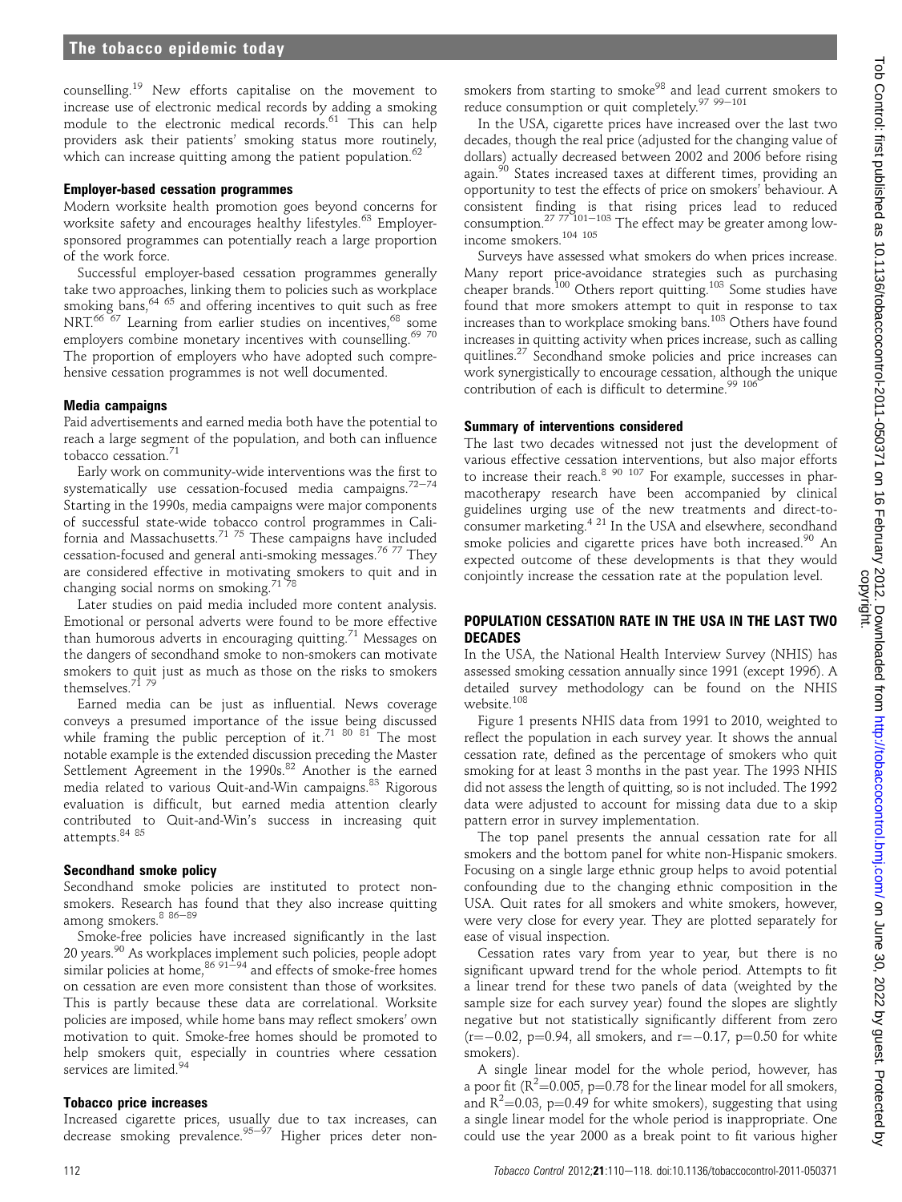counselling.[19] New efforts capitalise on the movement to increase use of electronic medical records by adding a smoking module to the electronic medical records.[61] This can help providers ask their patients' smoking status more routinely, which can increase quitting among the patient population.[62]

### Employer-based cessation programmes

Modern worksite health promotion goes beyond concerns for worksite safety and encourages healthy lifestyles.[63] Employer-sponsored programmes can potentially reach a large proportion of the work force.

Successful employer-based cessation programmes generally take two approaches, linking them to policies such as workplace smoking bans,[64 65] and offering incentives to quit such as free NRT.[66 67] Learning from earlier studies on incentives,[68] some employers combine monetary incentives with counselling.[69 70] The proportion of employers who have adopted such comprehensive cessation programmes is not well documented.

### Media campaigns

Paid advertisements and earned media both have the potential to reach a large segment of the population, and both can influence tobacco cessation.[71]

Early work on community-wide interventions was the first to systematically use cessation-focused media campaigns.[72–74] Starting in the 1990s, media campaigns were major components of successful state-wide tobacco control programmes in California and Massachusetts.[71 75] These campaigns have included cessation-focused and general anti-smoking messages.[76 77] They are considered effective in motivating smokers to quit and in changing social norms on smoking.[71 78]

Later studies on paid media included more content analysis. Emotional or personal adverts were found to be more effective than humorous adverts in encouraging quitting.[71] Messages on the dangers of secondhand smoke to non-smokers can motivate smokers to quit just as much as those on the risks to smokers themselves.[71 79]

Earned media can be just as influential. News coverage conveys a presumed importance of the issue being discussed while framing the public perception of it.[71 80 81] The most notable example is the extended discussion preceding the Master Settlement Agreement in the 1990s.[82] Another is the earned media related to various Quit-and-Win campaigns.[83] Rigorous evaluation is difficult, but earned media attention clearly contributed to Quit-and-Win's success in increasing quit attempts.[84 85]

### Secondhand smoke policy

Secondhand smoke policies are instituted to protect non-smokers. Research has found that they also increase quitting among smokers.[8 86–89]

Smoke-free policies have increased significantly in the last 20 years.[90] As workplaces implement such policies, people adopt similar policies at home,[86 91–94] and effects of smoke-free homes on cessation are even more consistent than those of worksites. This is partly because these data are correlational. Worksite policies are imposed, while home bans may reflect smokers' own motivation to quit. Smoke-free homes should be promoted to help smokers quit, especially in countries where cessation services are limited.[94]

### Tobacco price increases

Increased cigarette prices, usually due to tax increases, can decrease smoking prevalence.[95–97] Higher prices deter non-smokers from starting to smoke[98] and lead current smokers to reduce consumption or quit completely.[97 99–101]

In the USA, cigarette prices have increased over the last two decades, though the real price (adjusted for the changing value of dollars) actually decreased between 2002 and 2006 before rising again.[90] States increased taxes at different times, providing an opportunity to test the effects of price on smokers' behaviour. A consistent finding is that rising prices lead to reduced consumption.[27 77 101–103] The effect may be greater among low-income smokers.[104 105]

Surveys have assessed what smokers do when prices increase. Many report price-avoidance strategies such as purchasing cheaper brands.[100] Others report quitting.[103] Some studies have found that more smokers attempt to quit in response to tax increases than to workplace smoking bans.[103] Others have found increases in quitting activity when prices increase, such as calling quitlines.[27] Secondhand smoke policies and price increases can work synergistically to encourage cessation, although the unique contribution of each is difficult to determine.[99 106]

### Summary of interventions considered

The last two decades witnessed not just the development of various effective cessation interventions, but also major efforts to increase their reach.[8 90 107] For example, successes in pharmacotherapy research have been accompanied by clinical guidelines urging use of the new treatments and direct-to-consumer marketing.[4 21] In the USA and elsewhere, secondhand smoke policies and cigarette prices have both increased.[90] An expected outcome of these developments is that they would conjointly increase the cessation rate at the population level.

## POPULATION CESSATION RATE IN THE USA IN THE LAST TWO DECADES

In the USA, the National Health Interview Survey (NHIS) has assessed smoking cessation annually since 1991 (except 1996). A detailed survey methodology can be found on the NHIS website.[108]

Figure 1 presents NHIS data from 1991 to 2010, weighted to reflect the population in each survey year. It shows the annual cessation rate, defined as the percentage of smokers who quit smoking for at least 3 months in the past year. The 1993 NHIS did not assess the length of quitting, so is not included. The 1992 data were adjusted to account for missing data due to a skip pattern error in survey implementation.

The top panel presents the annual cessation rate for all smokers and the bottom panel for white non-Hispanic smokers. Focusing on a single large ethnic group helps to avoid potential confounding due to the changing ethnic composition in the USA. Quit rates for all smokers and white smokers, however, were very close for every year. They are plotted separately for ease of visual inspection.

Cessation rates vary from year to year, but there is no significant upward trend for the whole period. Attempts to fit a linear trend for these two panels of data (weighted by the sample size for each survey year) found the slopes are slightly negative but not statistically significantly different from zero ($r=-0.02$, $p=0.94$, all smokers, and $r=-0.17$, $p=0.50$ for white smokers).

A single linear model for the whole period, however, has a poor fit ($R^2=0.005$, $p=0.78$ for the linear model for all smokers, and $R^2=0.03$, $p=0.49$ for white smokers), suggesting that using a single linear model for the whole period is inappropriate. One could use the year 2000 as a break point to fit various higher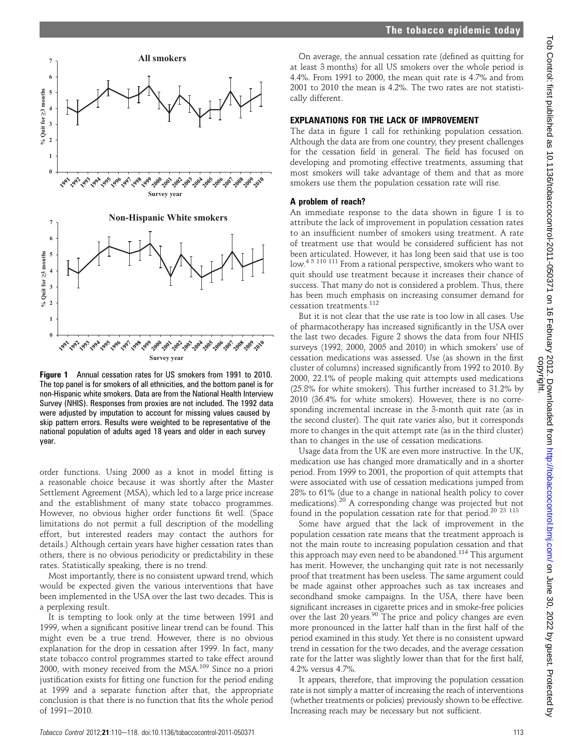**Figure 1** Annual cessation rates for US smokers from 1991 to 2010. The top panel is for smokers of all ethnicities, and the bottom panel is for non-Hispanic white smokers. Data are from the National Health Interview Survey (NHIS). Responses from proxies are not included. The 1992 data were adjusted by imputation to account for missing values caused by skip pattern errors. Results were weighted to be representative of the national population of adults aged 18 years and older in each survey year.

order functions. Using 2000 as a knot in model fitting is a reasonable choice because it was shortly after the Master Settlement Agreement (MSA), which led to a large price increase and the establishment of many state tobacco programmes. However, no obvious higher order functions fit well. (Space limitations do not permit a full description of the modelling effort, but interested readers may contact the authors for details.) Although certain years have higher cessation rates than others, there is no obvious periodicity or predictability in these rates. Statistically speaking, there is no trend.

Most importantly, there is no consistent upward trend, which would be expected given the various interventions that have been implemented in the USA over the last two decades. This is a perplexing result.

It is tempting to look only at the time between 1991 and 1999, when a significant positive linear trend can be found. This might even be a true trend. However, there is no obvious explanation for the drop in cessation after 1999. In fact, many state tobacco control programmes started to take effect around 2000, with money received from the MSA.[109] Since no a priori justification exists for fitting one function for the period ending at 1999 and a separate function after that, the appropriate conclusion is that there is no function that fits the whole period of 1991–2010.

On average, the annual cessation rate (defined as quitting for at least 3 months) for all US smokers over the whole period is 4.4%. From 1991 to 2000, the mean quit rate is 4.7% and from 2001 to 2010 the mean is 4.2%. The two rates are not statistically different.

## EXPLANATIONS FOR THE LACK OF IMPROVEMENT

The data in figure 1 call for rethinking population cessation. Although the data are from one country, they present challenges for the cessation field in general. The field has focused on developing and promoting effective treatments, assuming that most smokers will take advantage of them and that as more smokers use them the population cessation rate will rise.

### A problem of reach?

An immediate response to the data shown in figure 1 is to attribute the lack of improvement in population cessation rates to an insufficient number of smokers using treatment. A rate of treatment use that would be considered sufficient has not been articulated. However, it has long been said that use is too low.[4 5 110 111] From a rational perspective, smokers who want to quit should use treatment because it increases their chance of success. That many do not is considered a problem. Thus, there has been much emphasis on increasing consumer demand for cessation treatments.[112]

But it is not clear that the use rate is too low in all cases. Use of pharmacotherapy has increased significantly in the USA over the last two decades. Figure 2 shows the data from four NHIS surveys (1992, 2000, 2005 and 2010) in which smokers' use of cessation medications was assessed. Use (as shown in the first cluster of columns) increased significantly from 1992 to 2010. By 2000, 22.1% of people making quit attempts used medications (25.8% for white smokers). This further increased to 31.2% by 2010 (36.4% for white smokers). However, there is no corresponding incremental increase in the 3-month quit rate (as in the second cluster). The quit rate varies also, but it corresponds more to changes in the quit attempt rate (as in the third cluster) than to changes in the use of cessation medications.

Usage data from the UK are even more instructive. In the UK, medication use has changed more dramatically and in a shorter period. From 1999 to 2001, the proportion of quit attempts that were associated with use of cessation medications jumped from 28% to 61% (due to a change in national health policy to cover medications).[20] A corresponding change was projected but not found in the population cessation rate for that period.[20 23 113]

Some have argued that the lack of improvement in the population cessation rate means that the treatment approach is not the main route to increasing population cessation and that this approach may even need to be abandoned.[114] This argument has merit. However, the unchanging quit rate is not necessarily proof that treatment has been useless. The same argument could be made against other approaches such as tax increases and secondhand smoke campaigns. In the USA, there have been significant increases in cigarette prices and in smoke-free policies over the last 20 years.[90] The price and policy changes are even more pronounced in the latter half than in the first half of the period examined in this study. Yet there is no consistent upward trend in cessation for the two decades, and the average cessation rate for the latter was slightly lower than that for the first half, 4.2% versus 4.7%.

It appears, therefore, that improving the population cessation rate is not simply a matter of increasing the reach of interventions (whether treatments or policies) previously shown to be effective. Increasing reach may be necessary but not sufficient.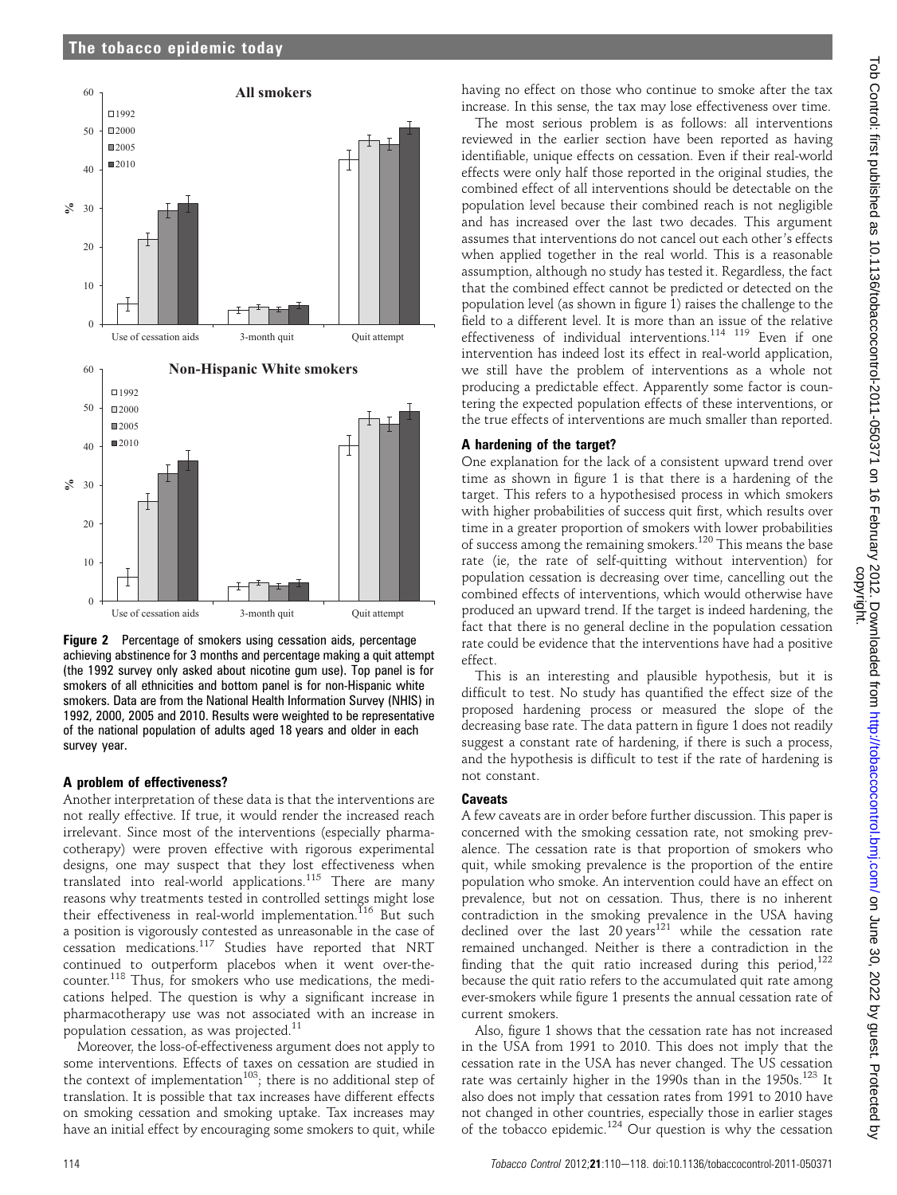**Figure 2** Percentage of smokers using cessation aids, percentage achieving abstinence for 3 months and percentage making a quit attempt (the 1992 survey only asked about nicotine gum use). Top panel is for smokers of all ethnicities and bottom panel is for non-Hispanic white smokers. Data are from the National Health Information Survey (NHIS) in 1992, 2000, 2005 and 2010. Results were weighted to be representative of the national population of adults aged 18 years and older in each survey year.

## A problem of effectiveness?

Another interpretation of these data is that the interventions are not really effective. If true, it would render the increased reach irrelevant. Since most of the interventions (especially pharmacotherapy) were proven effective with rigorous experimental designs, one may suspect that they lost effectiveness when translated into real-world applications.[115] There are many reasons why treatments tested in controlled settings might lose their effectiveness in real-world implementation.[116] But such a position is vigorously contested as unreasonable in the case of cessation medications.[117] Studies have reported that NRT continued to outperform placebos when it went over-the-counter.[118] Thus, for smokers who use medications, the medications helped. The question is why a significant increase in pharmacotherapy use was not associated with an increase in population cessation, as was projected.[11]

Moreover, the loss-of-effectiveness argument does not apply to some interventions. Effects of taxes on cessation are studied in the context of implementation[103]; there is no additional step of translation. It is possible that tax increases have different effects on smoking cessation and smoking uptake. Tax increases may have an initial effect by encouraging some smokers to quit, while having no effect on those who continue to smoke after the tax increase. In this sense, the tax may lose effectiveness over time.

The most serious problem is as follows: all interventions reviewed in the earlier section have been reported as having identifiable, unique effects on cessation. Even if their real-world effects were only half those reported in the original studies, the combined effect of all interventions should be detectable on the population level because their combined reach is not negligible and has increased over the last two decades. This argument assumes that interventions do not cancel out each other's effects when applied together in the real world. This is a reasonable assumption, although no study has tested it. Regardless, the fact that the combined effect cannot be predicted or detected on the population level (as shown in figure 1) raises the challenge to the field to a different level. It is more than an issue of the relative effectiveness of individual interventions.[114 119] Even if one intervention has indeed lost its effect in real-world application, we still have the problem of interventions as a whole not producing a predictable effect. Apparently some factor is countering the expected population effects of these interventions, or the true effects of interventions are much smaller than reported.

## A hardening of the target?

One explanation for the lack of a consistent upward trend over time as shown in figure 1 is that there is a hardening of the target. This refers to a hypothesised process in which smokers with higher probabilities of success quit first, which results over time in a greater proportion of smokers with lower probabilities of success among the remaining smokers.[120] This means the base rate (ie, the rate of self-quitting without intervention) for population cessation is decreasing over time, cancelling out the combined effects of interventions, which would otherwise have produced an upward trend. If the target is indeed hardening, the fact that there is no general decline in the population cessation rate could be evidence that the interventions have had a positive effect.

This is an interesting and plausible hypothesis, but it is difficult to test. No study has quantified the effect size of the proposed hardening process or measured the slope of the decreasing base rate. The data pattern in figure 1 does not readily suggest a constant rate of hardening, if there is such a process, and the hypothesis is difficult to test if the rate of hardening is not constant.

## Caveats

A few caveats are in order before further discussion. This paper is concerned with the smoking cessation rate, not smoking prevalence. The cessation rate is that proportion of smokers who quit, while smoking prevalence is the proportion of the entire population who smoke. An intervention could have an effect on prevalence, but not on cessation. Thus, there is no inherent contradiction in the smoking prevalence in the USA having declined over the last 20 years[121] while the cessation rate remained unchanged. Neither is there a contradiction in the finding that the quit ratio increased during this period,[122] because the quit ratio refers to the accumulated quit rate among ever-smokers while figure 1 presents the annual cessation rate of current smokers.

Also, figure 1 shows that the cessation rate has not increased in the USA from 1991 to 2010. This does not imply that the cessation rate in the USA has never changed. The US cessation rate was certainly higher in the 1990s than in the 1950s.[123] It also does not imply that cessation rates from 1991 to 2010 have not changed in other countries, especially those in earlier stages of the tobacco epidemic.[124] Our question is why the cessation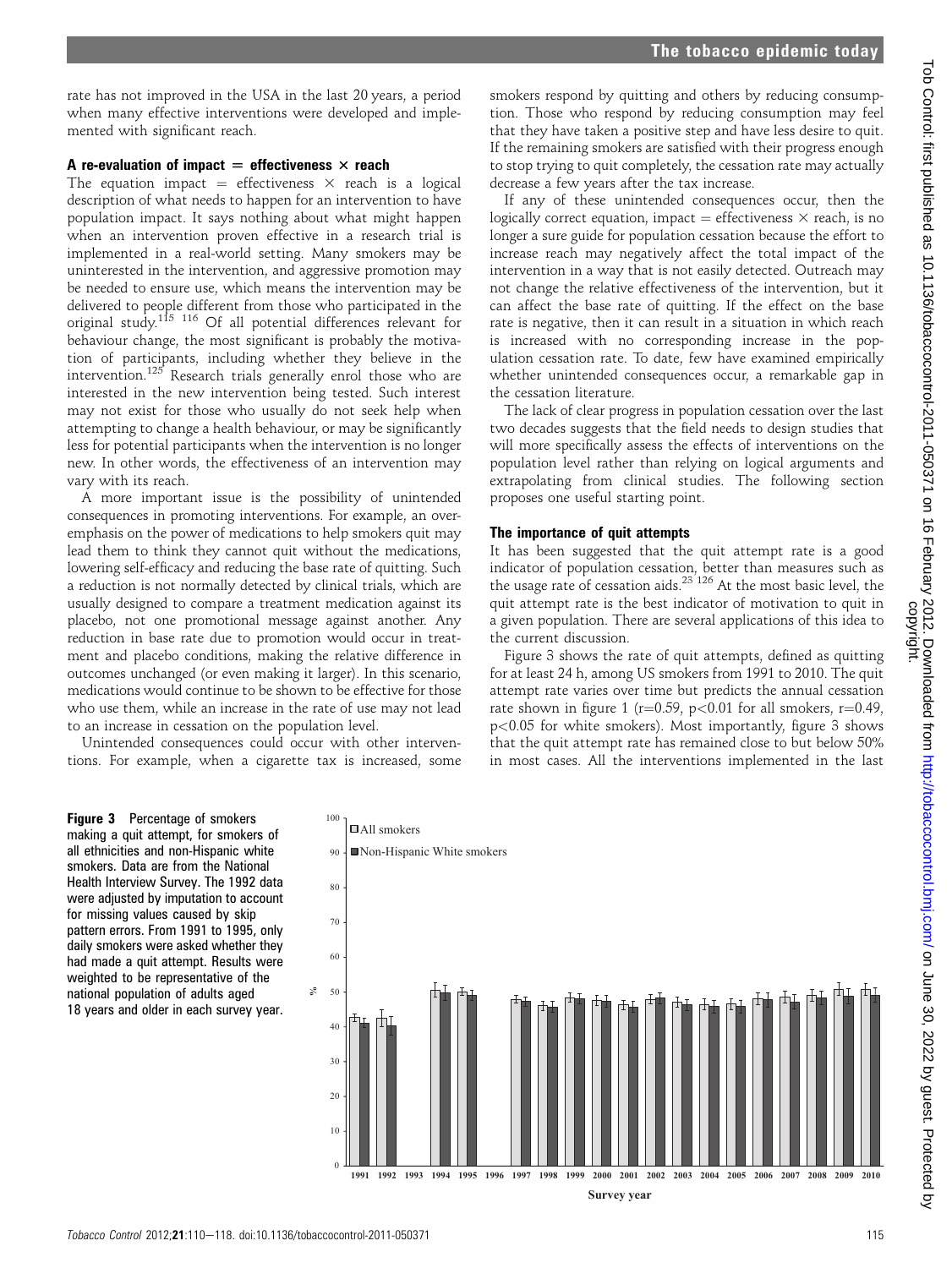rate has not improved in the USA in the last 20 years, a period when many effective interventions were developed and implemented with significant reach.

### A re-evaluation of impact = effectiveness × reach

The equation impact = effectiveness × reach is a logical description of what needs to happen for an intervention to have population impact. It says nothing about what might happen when an intervention proven effective in a research trial is implemented in a real-world setting. Many smokers may be uninterested in the intervention, and aggressive promotion may be needed to ensure use, which means the intervention may be delivered to people different from those who participated in the original study.[115 116] Of all potential differences relevant for behaviour change, the most significant is probably the motivation of participants, including whether they believe in the intervention.[125] Research trials generally enrol those who are interested in the new intervention being tested. Such interest may not exist for those who usually do not seek help when attempting to change a health behaviour, or may be significantly less for potential participants when the intervention is no longer new. In other words, the effectiveness of an intervention may vary with its reach.

A more important issue is the possibility of unintended consequences in promoting interventions. For example, an overemphasis on the power of medications to help smokers quit may lead them to think they cannot quit without the medications, lowering self-efficacy and reducing the base rate of quitting. Such a reduction is not normally detected by clinical trials, which are usually designed to compare a treatment medication against its placebo, not one promotional message against another. Any reduction in base rate due to promotion would occur in treatment and placebo conditions, making the relative difference in outcomes unchanged (or even making it larger). In this scenario, medications would continue to be shown to be effective for those who use them, while an increase in the rate of use may not lead to an increase in cessation on the population level.

Unintended consequences could occur with other interventions. For example, when a cigarette tax is increased, some smokers respond by quitting and others by reducing consumption. Those who respond by reducing consumption may feel that they have taken a positive step and have less desire to quit. If the remaining smokers are satisfied with their progress enough to stop trying to quit completely, the cessation rate may actually decrease a few years after the tax increase.

If any of these unintended consequences occur, then the logically correct equation, impact = effectiveness × reach, is no longer a sure guide for population cessation because the effort to increase reach may negatively affect the total impact of the intervention in a way that is not easily detected. Outreach may not change the relative effectiveness of the intervention, but it can affect the base rate of quitting. If the effect on the base rate is negative, then it can result in a situation in which reach is increased with no corresponding increase in the population cessation rate. To date, few have examined empirically whether unintended consequences occur, a remarkable gap in the cessation literature.

The lack of clear progress in population cessation over the last two decades suggests that the field needs to design studies that will more specifically assess the effects of interventions on the population level rather than relying on logical arguments and extrapolating from clinical studies. The following section proposes one useful starting point.

### The importance of quit attempts

It has been suggested that the quit attempt rate is a good indicator of population cessation, better than measures such as the usage rate of cessation aids.[23 126] At the most basic level, the quit attempt rate is the best indicator of motivation to quit in a given population. There are several applications of this idea to the current discussion.

Figure 3 shows the rate of quit attempts, defined as quitting for at least 24 h, among US smokers from 1991 to 2010. The quit attempt rate varies over time but predicts the annual cessation rate shown in figure 1 ($r=0.59$, $p<0.01$ for all smokers, $r=0.49$, $p<0.05$ for white smokers). Most importantly, figure 3 shows that the quit attempt rate has remained close to but below 50% in most cases. All the interventions implemented in the last

%
100
90
80
70
60
50
40
30
20
10
0
All smokers
Non-Hispanic White smokers
1991 1992 1993 1994 1995 1996 1997 1998 1999 2000 2001 2002 2003 2004 2005 2006 2007 2008 2009 2010
Survey year

**Figure 3** Percentage of smokers making a quit attempt, for smokers of all ethnicities and non-Hispanic white smokers. Data are from the National Health Interview Survey. The 1992 data were adjusted by imputation to account for missing values caused by skip pattern errors. From 1991 to 1995, only daily smokers were asked whether they had made a quit attempt. Results were weighted to be representative of the national population of adults aged 18 years and older in each survey year.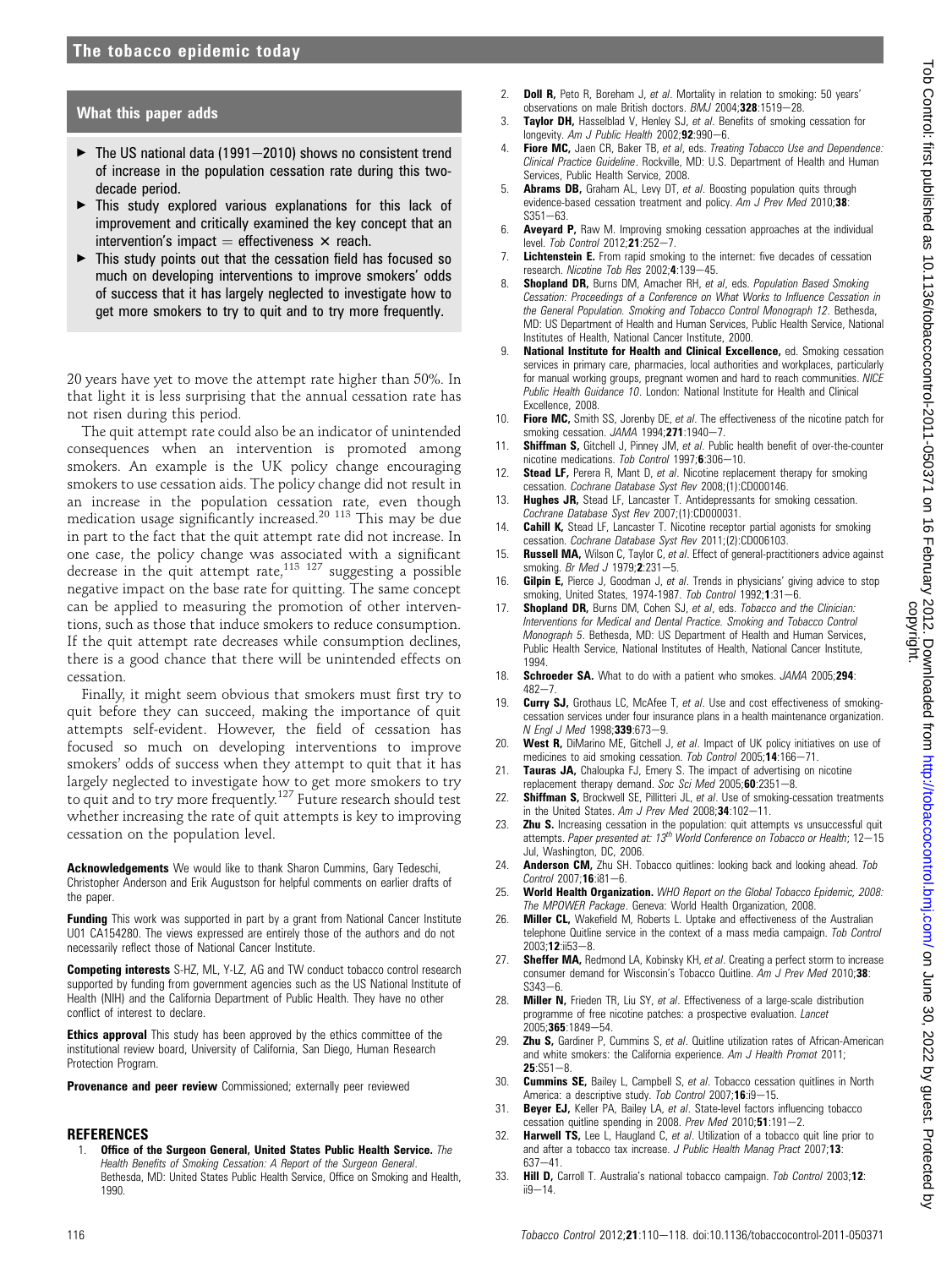## What this paper adds

- The US national data (1991–2010) shows no consistent trend of increase in the population cessation rate during this two-decade period.
- This study explored various explanations for this lack of improvement and critically examined the key concept that an intervention's impact = effectiveness × reach.
- This study points out that the cessation field has focused so much on developing interventions to improve smokers' odds of success that it has largely neglected to investigate how to get more smokers to try to quit and to try more frequently.

20 years have yet to move the attempt rate higher than 50%. In that light it is less surprising that the annual cessation rate has not risen during this period.

The quit attempt rate could also be an indicator of unintended consequences when an intervention is promoted among smokers. An example is the UK policy change encouraging smokers to use cessation aids. The policy change did not result in an increase in the population cessation rate, even though medication usage significantly increased.[20 113] This may be due in part to the fact that the quit attempt rate did not increase. In one case, the policy change was associated with a significant decrease in the quit attempt rate,[113 127] suggesting a possible negative impact on the base rate for quitting. The same concept can be applied to measuring the promotion of other interventions, such as those that induce smokers to reduce consumption. If the quit attempt rate decreases while consumption declines, there is a good chance that there will be unintended effects on cessation.

Finally, it might seem obvious that smokers must first try to quit before they can succeed, making the importance of quit attempts self-evident. However, the field of cessation has focused so much on developing interventions to improve smokers' odds of success when they attempt to quit that it has largely neglected to investigate how to get more smokers to try to quit and to try more frequently.[127] Future research should test whether increasing the rate of quit attempts is key to improving cessation on the population level.

**Acknowledgements** We would like to thank Sharon Cummins, Gary Tedeschi, Christopher Anderson and Erik Augustson for helpful comments on earlier drafts of the paper.

**Funding** This work was supported in part by a grant from National Cancer Institute U01 CA154280. The views expressed are entirely those of the authors and do not necessarily reflect those of National Cancer Institute.

**Competing interests** S-HZ, ML, Y-LZ, AG and TW conduct tobacco control research supported by funding from government agencies such as the US National Institute of Health (NIH) and the California Department of Public Health. They have no other conflict of interest to declare.

**Ethics approval** This study has been approved by the ethics committee of the institutional review board, University of California, San Diego, Human Research Protection Program.

**Provenance and peer review** Commissioned; externally peer reviewed

## REFERENCES

1. **Office of the Surgeon General, United States Public Health Service.** *The Health Benefits of Smoking Cessation: A Report of the Surgeon General*. Bethesda, MD: United States Public Health Service, Office on Smoking and Health, 1990.
2. **Doll R**, Peto R, Boreham J, *et al*. Mortality in relation to smoking: 50 years' observations on male British doctors. *BMJ* 2004;**328**:1519–28.
3. **Taylor DH**, Hasselblad V, Henley SJ, *et al*. Benefits of smoking cessation for longevity. *Am J Public Health* 2002;**92**:990–6.
4. **Fiore MC**, Jaen CR, Baker TB, *et al*, eds. *Treating Tobacco Use and Dependence: Clinical Practice Guideline*. Rockville, MD: U.S. Department of Health and Human Services, Public Health Service, 2008.
5. **Abrams DB**, Graham AL, Levy DT, *et al*. Boosting population quits through evidence-based cessation treatment and policy. *Am J Prev Med* 2010;**38**:S351–63.
6. **Aveyard P**, Raw M. Improving smoking cessation approaches at the individual level. *Tob Control* 2012;**21**:252–7.
7. **Lichtenstein E.** From rapid smoking to the internet: five decades of cessation research. *Nicotine Tob Res* 2002;**4**:139–45.
8. **Shopland DR**, Burns DM, Amacher RH, *et al*, eds. *Population Based Smoking Cessation: Proceedings of a Conference on What Works to Influence Cessation in the General Population. Smoking and Tobacco Control Monograph 12*. Bethesda, MD: US Department of Health and Human Services, Public Health Service, National Institutes of Health, National Cancer Institute, 2000.
9. **National Institute for Health and Clinical Excellence,** ed. Smoking cessation services in primary care, pharmacies, local authorities and workplaces, particularly for manual working groups, pregnant women and hard to reach communities. *NICE Public Health Guidance 10*. London: National Institute for Health and Clinical Excellence, 2008.
10. **Fiore MC**, Smith SS, Jorenby DE, *et al*. The effectiveness of the nicotine patch for smoking cessation. *JAMA* 1994;**271**:1940–7.
11. **Shiffman S**, Gitchell J, Pinney JM, *et al*. Public health benefit of over-the-counter nicotine medications. *Tob Control* 1997;**6**:306–10.
12. **Stead LF**, Perera R, Mant D, *et al*. Nicotine replacement therapy for smoking cessation. *Cochrane Database Syst Rev* 2008;(1):CD000146.
13. **Hughes JR**, Stead LF, Lancaster T. Antidepressants for smoking cessation. *Cochrane Database Syst Rev* 2007;(1):CD000031.
14. **Cahill K**, Stead LF, Lancaster T. Nicotine receptor partial agonists for smoking cessation. *Cochrane Database Syst Rev* 2011;(2):CD006103.
15. **Russell MA**, Wilson C, Taylor C, *et al*. Effect of general-practitioners advice against smoking. *Br Med J* 1979;**2**:231–5.
16. **Gilpin E**, Pierce J, Goodman J, *et al*. Trends in physicians' giving advice to stop smoking, United States, 1974-1987. *Tob Control* 1992;**1**:31–6.
17. **Shopland DR**, Burns DM, Cohen SJ, *et al*, eds. *Tobacco and the Clinician: Interventions for Medical and Dental Practice. Smoking and Tobacco Control Monograph 5*. Bethesda, MD: US Department of Health and Human Services, Public Health Service, National Institutes of Health, National Cancer Institute, 1994.
18. **Schroeder SA.** What to do with a patient who smokes. *JAMA* 2005;**294**:482–7.
19. **Curry SJ**, Grothaus LC, McAfee T, *et al*. Use and cost effectiveness of smoking-cessation services under four insurance plans in a health maintenance organization. *N Engl J Med* 1998;**339**:673–9.
20. **West R**, DiMarino ME, Gitchell J, *et al*. Impact of UK policy initiatives on use of medicines to aid smoking cessation. *Tob Control* 2005;**14**:166–71.
21. **Tauras JA**, Chaloupka FJ, Emery S. The impact of advertising on nicotine replacement therapy demand. *Soc Sci Med* 2005;**60**:2351–8.
22. **Shiffman S**, Brockwell SE, Pillitteri JL, *et al*. Use of smoking-cessation treatments in the United States. *Am J Prev Med* 2008;**34**:102–11.
23. **Zhu S.** Increasing cessation in the population: quit attempts vs unsuccessful quit attempts. *Paper presented at: 13th World Conference on Tobacco or Health*; 12–15 Jul, Washington, DC, 2006.
24. **Anderson CM**, Zhu SH. Tobacco quitlines: looking back and looking ahead. *Tob Control* 2007;**16**:i81–6.
25. **World Health Organization.** *WHO Report on the Global Tobacco Epidemic, 2008: The MPOWER Package*. Geneva: World Health Organization, 2008.
26. **Miller CL**, Wakefield M, Roberts L. Uptake and effectiveness of the Australian telephone Quitline service in the context of a mass media campaign. *Tob Control* 2003;**12**:ii53–8.
27. **Sheffer MA**, Redmond LA, Kobinsky KH, *et al*. Creating a perfect storm to increase consumer demand for Wisconsin's Tobacco Quitline. *Am J Prev Med* 2010;**38**:S343–6.
28. **Miller N**, Frieden TR, Liu SY, *et al*. Effectiveness of a large-scale distribution programme of free nicotine patches: a prospective evaluation. *Lancet* 2005;**365**:1849–54.
29. **Zhu S**, Gardiner P, Cummins S, *et al*. Quitline utilization rates of African-American and white smokers: the California experience. *Am J Health Promot* 2011;**25**:S51–8.
30. **Cummins SE**, Bailey L, Campbell S, *et al*. Tobacco cessation quitlines in North America: a descriptive study. *Tob Control* 2007;**16**:i9–15.
31. **Beyer EJ**, Keller PA, Bailey LA, *et al*. State-level factors influencing tobacco cessation quitline spending in 2008. *Prev Med* 2010;**51**:191–2.
32. **Harwell TS**, Lee L, Haugland C, *et al*. Utilization of a tobacco quit line prior to and after a tobacco tax increase. *J Public Health Manag Pract* 2007;**13**:637–41.
33. **Hill D**, Carroll T. Australia's national tobacco campaign. *Tob Control* 2003;**12**:ii9–14.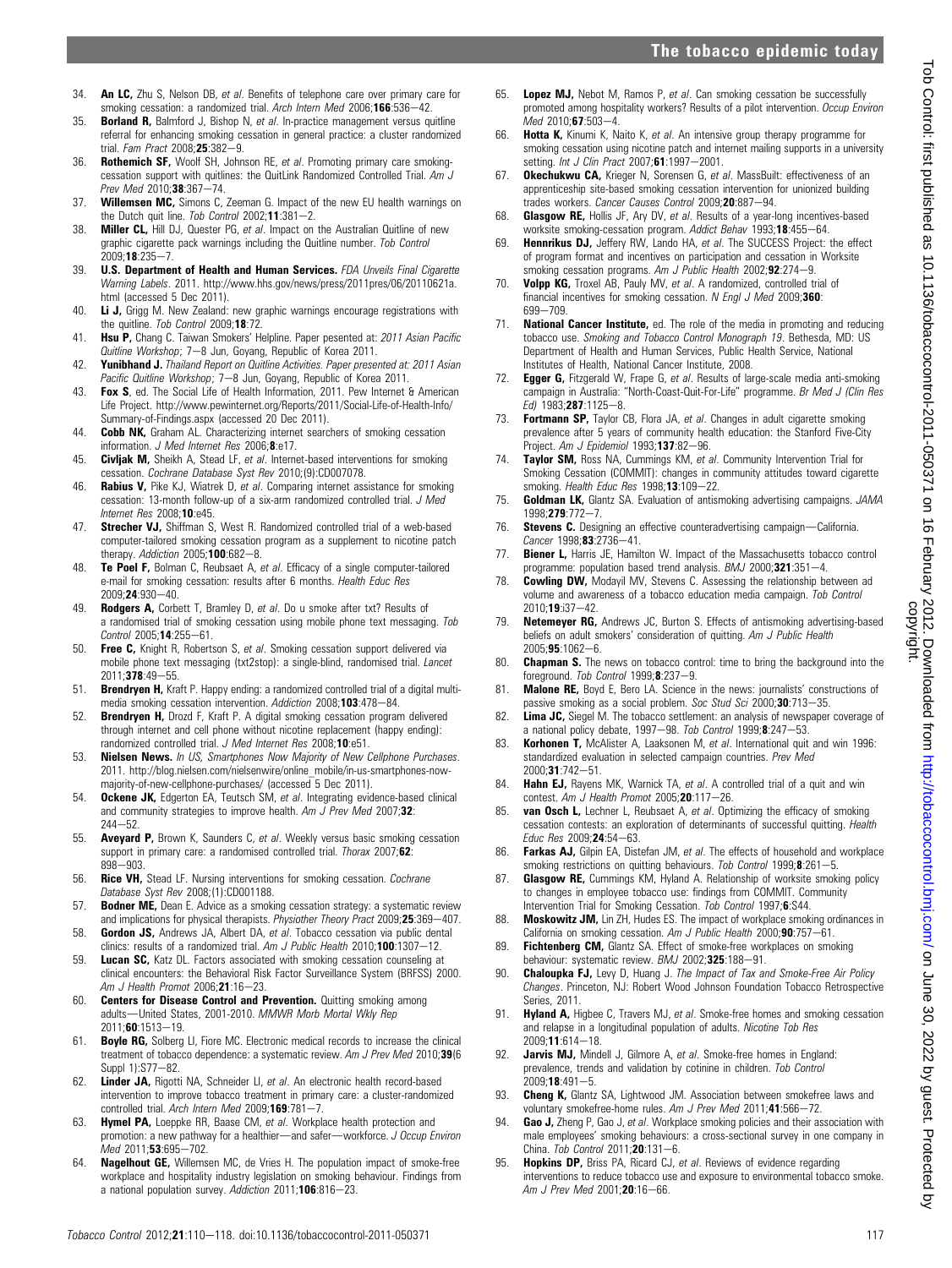34. **An LC,** Zhu S, Nelson DB, *et al*. Benefits of telephone care over primary care for smoking cessation: a randomized trial. *Arch Intern Med* 2006;**166**:536–42.
35. **Borland R,** Balmford J, Bishop N, *et al*. In-practice management versus quitline referral for enhancing smoking cessation in general practice: a cluster randomized trial. *Fam Pract* 2008;**25**:382–9.
36. **Rothemich SF,** Woolf SH, Johnson RE, *et al*. Promoting primary care smoking-cessation support with quitlines: the QuitLink Randomized Controlled Trial. *Am J Prev Med* 2010;**38**:367–74.
37. **Willemsen MC,** Simons C, Zeeman G. Impact of the new EU health warnings on the Dutch quit line. *Tob Control* 2002;**11**:381–2.
38. **Miller CL,** Hill DJ, Quester PG, *et al*. Impact on the Australian Quitline of new graphic cigarette pack warnings including the Quitline number. *Tob Control* 2009;**18**:235–7.
39. **U.S. Department of Health and Human Services.** *FDA Unveils Final Cigarette Warning Labels*. 2011. http://www.hhs.gov/news/press/2011pres/06/20110621a.html (accessed 5 Dec 2011).
40. **Li J,** Grigg M. New Zealand: new graphic warnings encourage registrations with the quitline. *Tob Control* 2009;**18**:72.
41. **Hsu P,** Chang C. Taiwan Smokers' Helpline. Paper presented at: *2011 Asian Pacific Quitline Workshop*; 7–8 Jun, Goyang, Republic of Korea 2011.
42. **Yunibhand J.** *Thailand Report on Quitline Activities. Paper presented at: 2011 Asian Pacific Quitline Workshop*; 7–8 Jun, Goyang, Republic of Korea 2011.
43. **Fox S**, ed. The Social Life of Health Information, 2011. Pew Internet & American Life Project. http://www.pewinternet.org/Reports/2011/Social-Life-of-Health-Info/Summary-of-Findings.aspx (accessed 20 Dec 2011).
44. **Cobb NK,** Graham AL. Characterizing internet searchers of smoking cessation information. *J Med Internet Res* 2006;**8**:e17.
45. **Civljak M,** Sheikh A, Stead LF, *et al*. Internet-based interventions for smoking cessation. *Cochrane Database Syst Rev* 2010;(9):CD007078.
46. **Rabius V,** Pike KJ, Wiatrek D, *et al*. Comparing internet assistance for smoking cessation: 13-month follow-up of a six-arm randomized controlled trial. *J Med Internet Res* 2008;**10**:e45.
47. **Strecher VJ,** Shiffman S, West R. Randomized controlled trial of a web-based computer-tailored smoking cessation program as a supplement to nicotine patch therapy. *Addiction* 2005;**100**:682–8.
48. **Te Poel F,** Bolman C, Reubsaet A, *et al*. Efficacy of a single computer-tailored e-mail for smoking cessation: results after 6 months. *Health Educ Res* 2009;**24**:930–40.
49. **Rodgers A,** Corbett T, Bramley D, *et al*. Do u smoke after txt? Results of a randomised trial of smoking cessation using mobile phone text messaging. *Tob Control* 2005;**14**:255–61.
50. **Free C,** Knight R, Robertson S, *et al*. Smoking cessation support delivered via mobile phone text messaging (txt2stop): a single-blind, randomised trial. *Lancet* 2011;**378**:49–55.
51. **Brendryen H,** Kraft P. Happy ending: a randomized controlled trial of a digital multi-media smoking cessation intervention. *Addiction* 2008;**103**:478–84.
52. **Brendryen H,** Drozd F, Kraft P. A digital smoking cessation program delivered through internet and cell phone without nicotine replacement (happy ending): randomized controlled trial. *J Med Internet Res* 2008;**10**:e51.
53. **Nielsen News.** *In US, Smartphones Now Majority of New Cellphone Purchases*. 2011. http://blog.nielsen.com/nielsenwire/online_mobile/in-us-smartphones-now-majority-of-new-cellphone-purchases/ (accessed 5 Dec 2011).
54. **Ockene JK,** Edgerton EA, Teutsch SM, *et al*. Integrating evidence-based clinical and community strategies to improve health. *Am J Prev Med* 2007;**32**:244–52.
55. **Aveyard P,** Brown K, Saunders C, *et al*. Weekly versus basic smoking cessation support in primary care: a randomised controlled trial. *Thorax* 2007;**62**:898–903.
56. **Rice VH,** Stead LF. Nursing interventions for smoking cessation. *Cochrane Database Syst Rev* 2008;(1):CD001188.
57. **Bodner ME,** Dean E. Advice as a smoking cessation strategy: a systematic review and implications for physical therapists. *Physiother Theory Pract* 2009;**25**:369–407.
58. **Gordon JS,** Andrews JA, Albert DA, *et al*. Tobacco cessation via public dental clinics: results of a randomized trial. *Am J Public Health* 2010;**100**:1307–12.
59. **Lucan SC,** Katz DL. Factors associated with smoking cessation counseling at clinical encounters: the Behavioral Risk Factor Surveillance System (BRFSS) 2000. *Am J Health Promot* 2006;**21**:16–23.
60. **Centers for Disease Control and Prevention.** Quitting smoking among adults—United States, 2001-2010. *MMWR Morb Mortal Wkly Rep* 2011;**60**:1513–19.
61. **Boyle RG,** Solberg LI, Fiore MC. Electronic medical records to increase the clinical treatment of tobacco dependence: a systematic review. *Am J Prev Med* 2010;**39**(6 Suppl 1):S77–82.
62. **Linder JA,** Rigotti NA, Schneider LI, *et al*. An electronic health record-based intervention to improve tobacco treatment in primary care: a cluster-randomized controlled trial. *Arch Intern Med* 2009;**169**:781–7.
63. **Hymel PA,** Loeppke RR, Baase CM, *et al*. Workplace health protection and promotion: a new pathway for a healthier—and safer—workforce. *J Occup Environ Med* 2011;**53**:695–702.
64. **Nagelhout GE,** Willemsen MC, de Vries H. The population impact of smoke-free workplace and hospitality industry legislation on smoking behaviour. Findings from a national population survey. *Addiction* 2011;**106**:816–23.
65. **Lopez MJ,** Nebot M, Ramos P, *et al*. Can smoking cessation be successfully promoted among hospitality workers? Results of a pilot intervention. *Occup Environ Med* 2010;**67**:503–4.
66. **Hotta K,** Kinumi K, Naito K, *et al*. An intensive group therapy programme for smoking cessation using nicotine patch and internet mailing supports in a university setting. *Int J Clin Pract* 2007;**61**:1997–2001.
67. **Okechukwu CA,** Krieger N, Sorensen G, *et al*. MassBuilt: effectiveness of an apprenticeship site-based smoking cessation intervention for unionized building trades workers. *Cancer Causes Control* 2009;**20**:887–94.
68. **Glasgow RE,** Hollis JF, Ary DV, *et al*. Results of a year-long incentives-based worksite smoking-cessation program. *Addict Behav* 1993;**18**:455–64.
69. **Hennrikus DJ,** Jeffery RW, Lando HA, *et al*. The SUCCESS Project: the effect of program format and incentives on participation and cessation in Worksite smoking cessation programs. *Am J Public Health* 2002;**92**:274–9.
70. **Volpp KG,** Troxel AB, Pauly MV, *et al*. A randomized, controlled trial of financial incentives for smoking cessation. *N Engl J Med* 2009;**360**:699–709.
71. **National Cancer Institute,** ed. The role of the media in promoting and reducing tobacco use. *Smoking and Tobacco Control Monograph 19*. Bethesda, MD: US Department of Health and Human Services, Public Health Service, National Institutes of Health, National Cancer Institute, 2008.
72. **Egger G,** Fitzgerald W, Frape G, *et al*. Results of large-scale media anti-smoking campaign in Australia: "North-Coast-Quit-For-Life" programme. *Br Med J (Clin Res Ed)* 1983;**287**:1125–8.
73. **Fortmann SP,** Taylor CB, Flora JA, *et al*. Changes in adult cigarette smoking prevalence after 5 years of community health education: the Stanford Five-City Project. *Am J Epidemiol* 1993;**137**:82–96.
74. **Taylor SM,** Ross NA, Cummings KM, *et al*. Community Intervention Trial for Smoking Cessation (COMMIT): changes in community attitudes toward cigarette smoking. *Health Educ Res* 1998;**13**:109–22.
75. **Goldman LK,** Glantz SA. Evaluation of antismoking advertising campaigns. *JAMA* 1998;**279**:772–7.
76. **Stevens C.** Designing an effective counteradvertising campaign—California. *Cancer* 1998;**83**:2736–41.
77. **Biener L,** Harris JE, Hamilton W. Impact of the Massachusetts tobacco control programme: population based trend analysis. *BMJ* 2000;**321**:351–4.
78. **Cowling DW,** Modayil MV, Stevens C. Assessing the relationship between ad volume and awareness of a tobacco education media campaign. *Tob Control* 2010;**19**:i37–42.
79. **Netemeyer RG,** Andrews JC, Burton S. Effects of antismoking advertising-based beliefs on adult smokers' consideration of quitting. *Am J Public Health* 2005;**95**:1062–6.
80. **Chapman S.** The news on tobacco control: time to bring the background into the foreground. *Tob Control* 1999;**8**:237–9.
81. **Malone RE,** Boyd E, Bero LA. Science in the news: journalists' constructions of passive smoking as a social problem. *Soc Stud Sci* 2000;**30**:713–35.
82. **Lima JC,** Siegel M. The tobacco settlement: an analysis of newspaper coverage of a national policy debate, 1997–98. *Tob Control* 1999;**8**:247–53.
83. **Korhonen T,** McAlister A, Laaksonen M, *et al*. International quit and win 1996: standardized evaluation in selected campaign countries. *Prev Med* 2000;**31**:742–51.
84. **Hahn EJ,** Rayens MK, Warnick TA, *et al*. A controlled trial of a quit and win contest. *Am J Health Promot* 2005;**20**:117–26.
85. **van Osch L,** Lechner L, Reubsaet A, *et al*. Optimizing the efficacy of smoking cessation contests: an exploration of determinants of successful quitting. *Health Educ Res* 2009;**24**:54–63.
86. **Farkas AJ,** Gilpin EA, Distefan JM, *et al*. The effects of household and workplace smoking restrictions on quitting behaviours. *Tob Control* 1999;**8**:261–5.
87. **Glasgow RE,** Cummings KM, Hyland A. Relationship of worksite smoking policy to changes in employee tobacco use: findings from COMMIT. Community Intervention Trial for Smoking Cessation. *Tob Control* 1997;**6**:S44.
88. **Moskowitz JM,** Lin ZH, Hudes ES. The impact of workplace smoking ordinances in California on smoking cessation. *Am J Public Health* 2000;**90**:757–61.
89. **Fichtenberg CM,** Glantz SA. Effect of smoke-free workplaces on smoking behaviour: systematic review. *BMJ* 2002;**325**:188–91.
90. **Chaloupka FJ,** Levy D, Huang J. *The Impact of Tax and Smoke-Free Air Policy Changes*. Princeton, NJ: Robert Wood Johnson Foundation Tobacco Retrospective Series, 2011.
91. **Hyland A,** Higbee C, Travers MJ, *et al*. Smoke-free homes and smoking cessation and relapse in a longitudinal population of adults. *Nicotine Tob Res* 2009;**11**:614–18.
92. **Jarvis MJ,** Mindell J, Gilmore A, *et al*. Smoke-free homes in England: prevalence, trends and validation by cotinine in children. *Tob Control* 2009;**18**:491–5.
93. **Cheng K,** Glantz SA, Lightwood JM. Association between smokefree laws and voluntary smokefree-home rules. *Am J Prev Med* 2011;**41**:566–72.
94. **Gao J,** Zheng P, Gao J, *et al*. Workplace smoking policies and their association with male employees' smoking behaviours: a cross-sectional survey in one company in China. *Tob Control* 2011;**20**:131–6.
95. **Hopkins DP,** Briss PA, Ricard CJ, *et al*. Reviews of evidence regarding interventions to reduce tobacco use and exposure to environmental tobacco smoke. *Am J Prev Med* 2001;**20**:16–66.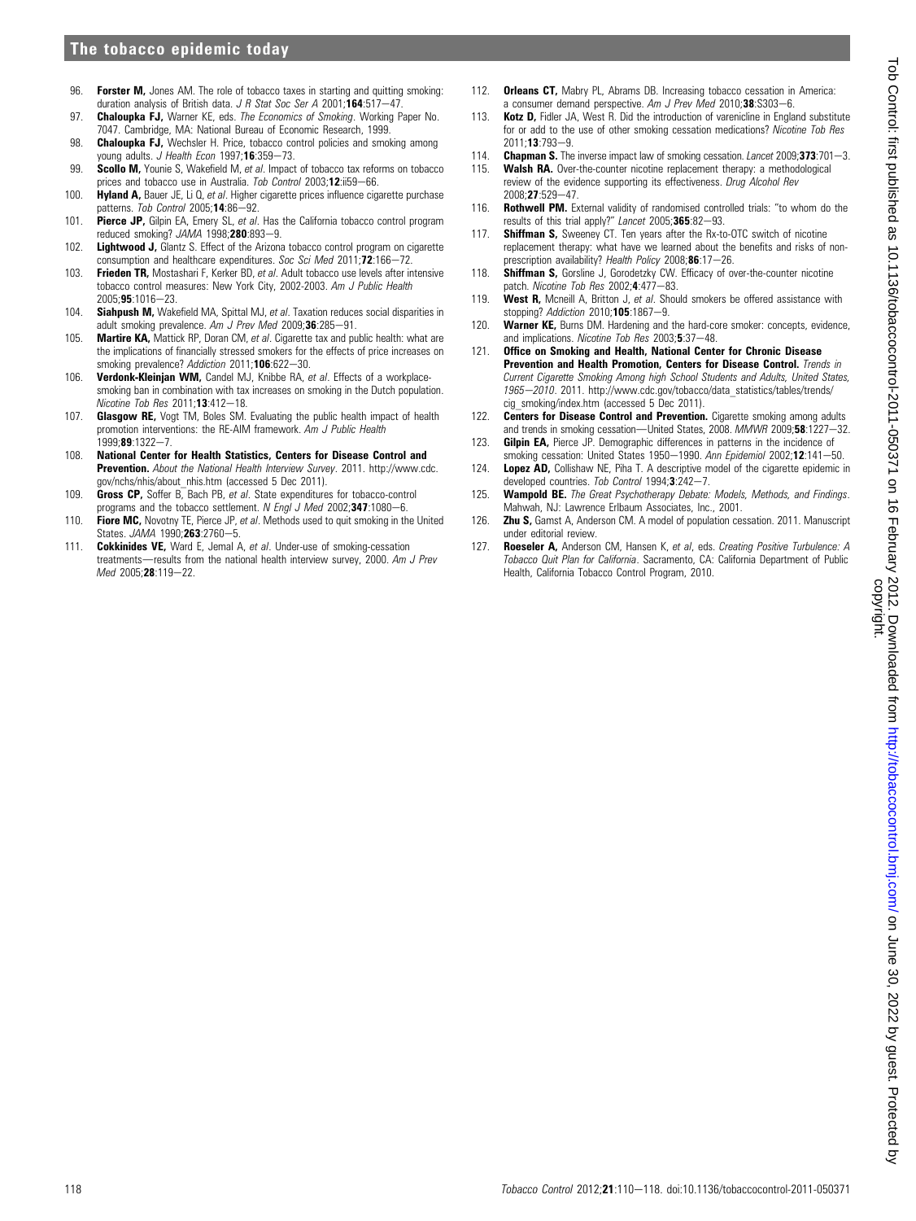96. **Forster M,** Jones AM. The role of tobacco taxes in starting and quitting smoking: duration analysis of British data. *J R Stat Soc Ser A* 2001;**164**:517–47.
97. **Chaloupka FJ,** Warner KE, eds. *The Economics of Smoking*. Working Paper No. 7047. Cambridge, MA: National Bureau of Economic Research, 1999.
98. **Chaloupka FJ,** Wechsler H. Price, tobacco control policies and smoking among young adults. *J Health Econ* 1997;**16**:359–73.
99. **Scollo M,** Younie S, Wakefield M, *et al*. Impact of tobacco tax reforms on tobacco prices and tobacco use in Australia. *Tob Control* 2003;**12**:ii59–66.
100. **Hyland A,** Bauer JE, Li Q, *et al*. Higher cigarette prices influence cigarette purchase patterns. *Tob Control* 2005;**14**:86–92.
101. **Pierce JP,** Gilpin EA, Emery SL, *et al*. Has the California tobacco control program reduced smoking? *JAMA* 1998;**280**:893–9.
102. **Lightwood J,** Glantz S. Effect of the Arizona tobacco control program on cigarette consumption and healthcare expenditures. *Soc Sci Med* 2011;**72**:166–72.
103. **Frieden TR,** Mostashari F, Kerker BD, *et al*. Adult tobacco use levels after intensive tobacco control measures: New York City, 2002-2003. *Am J Public Health* 2005;**95**:1016–23.
104. **Siahpush M,** Wakefield MA, Spittal MJ, *et al*. Taxation reduces social disparities in adult smoking prevalence. *Am J Prev Med* 2009;**36**:285–91.
105. **Martire KA,** Mattick RP, Doran CM, *et al*. Cigarette tax and public health: what are the implications of financially stressed smokers for the effects of price increases on smoking prevalence? *Addiction* 2011;**106**:622–30.
106. **Verdonk-Kleinjan WM,** Candel MJ, Knibbe RA, *et al*. Effects of a workplace-smoking ban in combination with tax increases on smoking in the Dutch population. *Nicotine Tob Res* 2011;**13**:412–18.
107. **Glasgow RE,** Vogt TM, Boles SM. Evaluating the public health impact of health promotion interventions: the RE-AIM framework. *Am J Public Health* 1999;**89**:1322–7.
108. **National Center for Health Statistics, Centers for Disease Control and Prevention.** *About the National Health Interview Survey*. 2011. http://www.cdc.gov/nchs/nhis/about_nhis.htm (accessed 5 Dec 2011).
109. **Gross CP,** Soffer B, Bach PB, *et al*. State expenditures for tobacco-control programs and the tobacco settlement. *N Engl J Med* 2002;**347**:1080–6.
110. **Fiore MC,** Novotny TE, Pierce JP, *et al*. Methods used to quit smoking in the United States. *JAMA* 1990;**263**:2760–5.
111. **Cokkinides VE,** Ward E, Jemal A, *et al*. Under-use of smoking-cessation treatments—results from the national health interview survey, 2000. *Am J Prev Med* 2005;**28**:119–22.
112. **Orleans CT,** Mabry PL, Abrams DB. Increasing tobacco cessation in America: a consumer demand perspective. *Am J Prev Med* 2010;**38**:S303–6.
113. **Kotz D,** Fidler JA, West R. Did the introduction of varenicline in England substitute for or add to the use of other smoking cessation medications? *Nicotine Tob Res* 2011;**13**:793–9.
114. **Chapman S.** The inverse impact law of smoking cessation. *Lancet* 2009;**373**:701–3.
115. **Walsh RA.** Over-the-counter nicotine replacement therapy: a methodological review of the evidence supporting its effectiveness. *Drug Alcohol Rev* 2008;**27**:529–47.
116. **Rothwell PM.** External validity of randomised controlled trials: "to whom do the results of this trial apply?" *Lancet* 2005;**365**:82–93.
117. **Shiffman S,** Sweeney CT. Ten years after the Rx-to-OTC switch of nicotine replacement therapy: what have we learned about the benefits and risks of non-prescription availability? *Health Policy* 2008;**86**:17–26.
118. **Shiffman S,** Gorsline J, Gorodetzky CW. Efficacy of over-the-counter nicotine patch. *Nicotine Tob Res* 2002;**4**:477–83.
119. **West R,** Mcneill A, Britton J, *et al*. Should smokers be offered assistance with stopping? *Addiction* 2010;**105**:1867–9.
120. **Warner KE,** Burns DM. Hardening and the hard-core smoker: concepts, evidence, and implications. *Nicotine Tob Res* 2003;**5**:37–48.
121. **Office on Smoking and Health, National Center for Chronic Disease Prevention and Health Promotion, Centers for Disease Control.** *Trends in Current Cigarette Smoking Among high School Students and Adults, United States, 1965–2010*. 2011. http://www.cdc.gov/tobacco/data_statistics/tables/trends/cig_smoking/index.htm (accessed 5 Dec 2011).
122. **Centers for Disease Control and Prevention.** Cigarette smoking among adults and trends in smoking cessation—United States, 2008. *MMWR* 2009;**58**:1227–32.
123. **Gilpin EA,** Pierce JP. Demographic differences in patterns in the incidence of smoking cessation: United States 1950–1990. *Ann Epidemiol* 2002;**12**:141–50.
124. **Lopez AD,** Collishaw NE, Piha T. A descriptive model of the cigarette epidemic in developed countries. *Tob Control* 1994;**3**:242–7.
125. **Wampold BE.** *The Great Psychotherapy Debate: Models, Methods, and Findings*. Mahwah, NJ: Lawrence Erlbaum Associates, Inc., 2001.
126. **Zhu S,** Gamst A, Anderson CM. A model of population cessation. 2011. Manuscript under editorial review.
127. **Roeseler A,** Anderson CM, Hansen K, *et al*, eds. *Creating Positive Turbulence: A Tobacco Quit Plan for California*. Sacramento, CA: California Department of Public Health, California Tobacco Control Program, 2010.